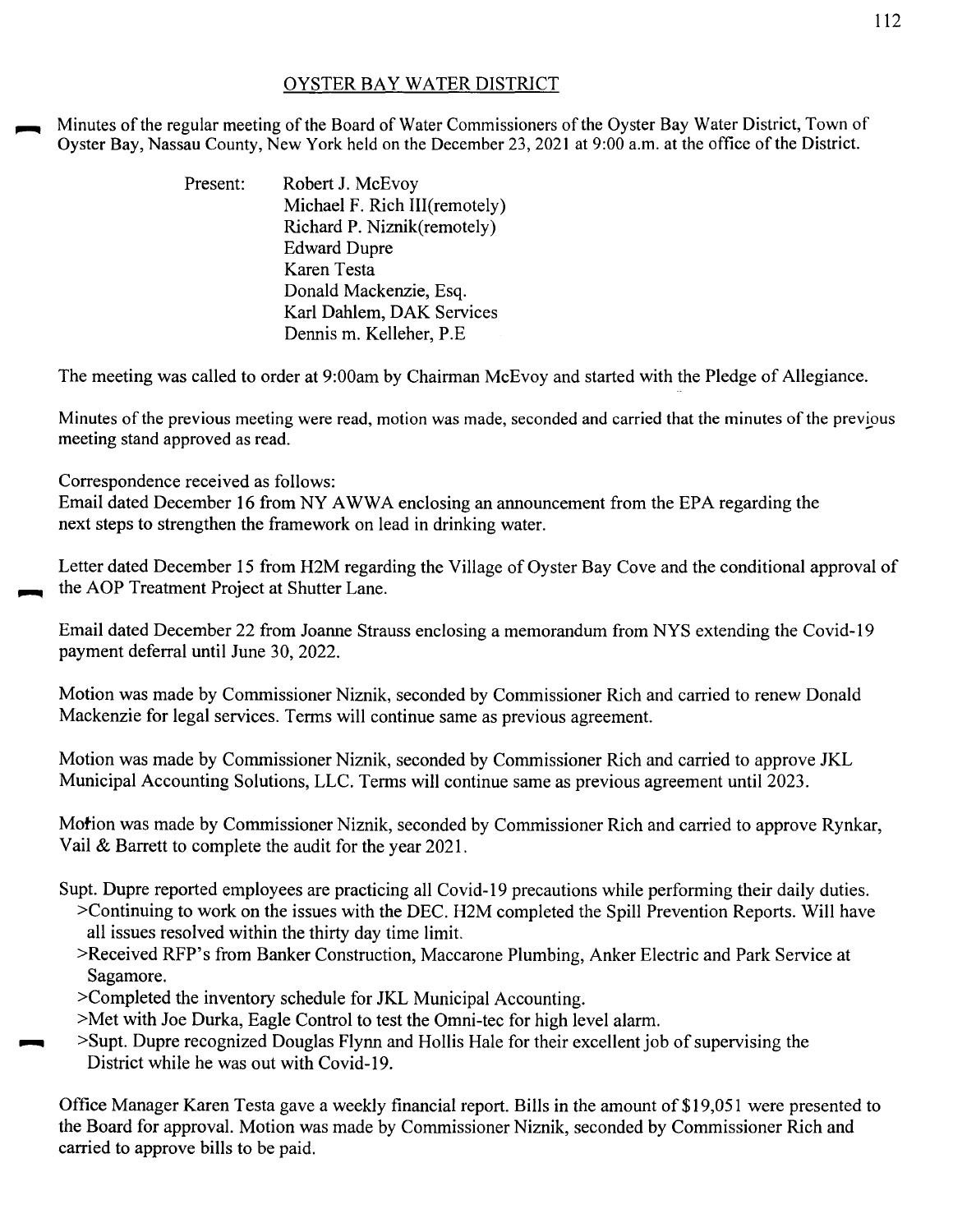# OYSTER BAY WATER DISTRICT

Minutes of the regular meeting of the Board of Water Commissioners of the Oyster Bay Water District, Town of Oyster Bay, Nassau County, New York held on the December 23, 2021 at 9:00 a.m. at the office of the District.

Present:
- Robert J. McEvoy
- Michael F. Rich III(remotely)
- Richard P. Niznik(remotely)
- Edward Dupre
- Karen Testa
- Donald Mackenzie, Esq.
- Karl Dahlem, DAK Services
- Dennis m. Kelleher, P.E

The meeting was called to order at 9:00am by Chairman McEvoy and started with the Pledge of Allegiance.

Minutes of the previous meeting were read, motion was made, seconded and carried that the minutes of the previous meeting stand approved as read.

Correspondence received as follows:
Email dated December 16 from NY AWWA enclosing an announcement from the EPA regarding the next steps to strengthen the framework on lead in drinking water.

Letter dated December 15 from H2M regarding the Village of Oyster Bay Cove and the conditional approval of the AOP Treatment Project at Shutter Lane.

Email dated December 22 from Joanne Strauss enclosing a memorandum from NYS extending the Covid-19 payment deferral until June 30, 2022.

Motion was made by Commissioner Niznik, seconded by Commissioner Rich and carried to renew Donald Mackenzie for legal services. Terms will continue same as previous agreement.

Motion was made by Commissioner Niznik, seconded by Commissioner Rich and carried to approve JKL Municipal Accounting Solutions, LLC. Terms will continue same as previous agreement until 2023.

Motion was made by Commissioner Niznik, seconded by Commissioner Rich and carried to approve Rynkar, Vail & Barrett to complete the audit for the year 2021.

Supt. Dupre reported employees are practicing all Covid-19 precautions while performing their daily duties.
- >Continuing to work on the issues with the DEC. H2M completed the Spill Prevention Reports. Will have all issues resolved within the thirty day time limit.
- >Received RFP's from Banker Construction, Maccarone Plumbing, Anker Electric and Park Service at Sagamore.
- >Completed the inventory schedule for JKL Municipal Accounting.
- >Met with Joe Durka, Eagle Control to test the Omni-tec for high level alarm.
- >Supt. Dupre recognized Douglas Flynn and Hollis Hale for their excellent job of supervising the District while he was out with Covid-19.

Office Manager Karen Testa gave a weekly financial report. Bills in the amount of $19,051 were presented to the Board for approval. Motion was made by Commissioner Niznik, seconded by Commissioner Rich and carried to approve bills to be paid.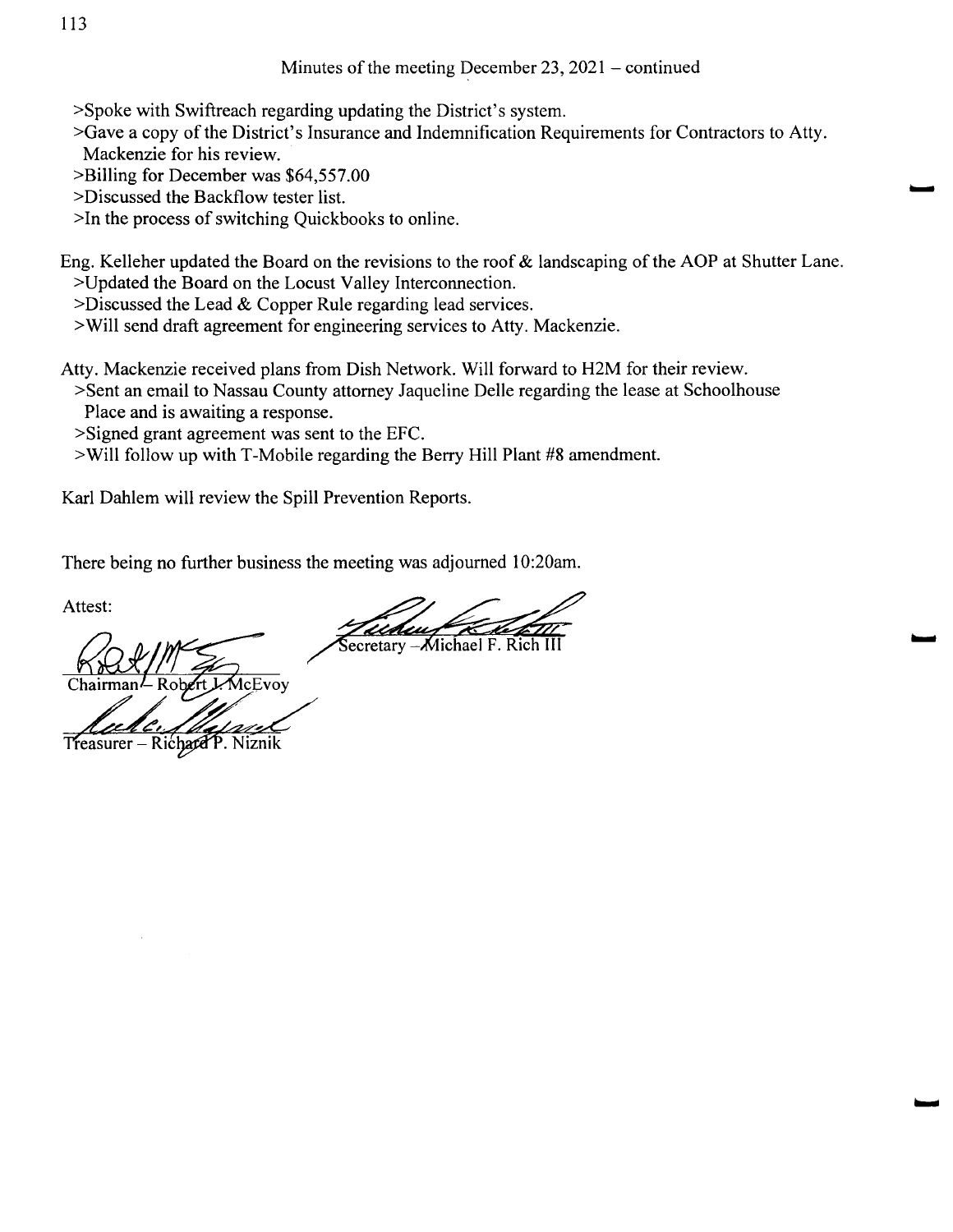Minutes of the meeting December 23, 2021 – continued

>Spoke with Swiftreach regarding updating the District's system.
>Gave a copy of the District's Insurance and Indemnification Requirements for Contractors to Atty. Mackenzie for his review.
>Billing for December was $64,557.00
>Discussed the Backflow tester list.
>In the process of switching Quickbooks to online.

Eng. Kelleher updated the Board on the revisions to the roof & landscaping of the AOP at Shutter Lane.
>Updated the Board on the Locust Valley Interconnection.
>Discussed the Lead & Copper Rule regarding lead services.
>Will send draft agreement for engineering services to Atty. Mackenzie.

Atty. Mackenzie received plans from Dish Network. Will forward to H2M for their review.
>Sent an email to Nassau County attorney Jaqueline Delle regarding the lease at Schoolhouse Place and is awaiting a response.
>Signed grant agreement was sent to the EFC.
>Will follow up with T-Mobile regarding the Berry Hill Plant #8 amendment.

Karl Dahlem will review the Spill Prevention Reports.

There being no further business the meeting was adjourned 10:20am.

Attest:

Secretary – Michael F. Rich III

Chairman – Robert J. McEvoy

Treasurer – Richard P. Niznik